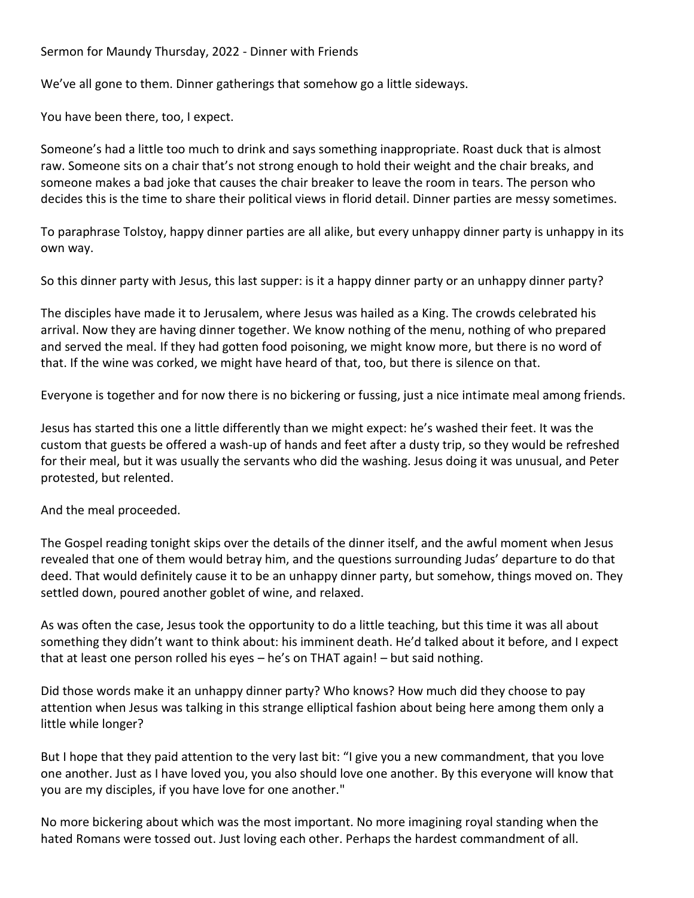Sermon for Maundy Thursday, 2022 - Dinner with Friends

We've all gone to them. Dinner gatherings that somehow go a little sideways.

You have been there, too, I expect.

Someone's had a little too much to drink and says something inappropriate. Roast duck that is almost raw. Someone sits on a chair that's not strong enough to hold their weight and the chair breaks, and someone makes a bad joke that causes the chair breaker to leave the room in tears. The person who decides this is the time to share their political views in florid detail. Dinner parties are messy sometimes.

To paraphrase Tolstoy, happy dinner parties are all alike, but every unhappy dinner party is unhappy in its own way.

So this dinner party with Jesus, this last supper: is it a happy dinner party or an unhappy dinner party?

The disciples have made it to Jerusalem, where Jesus was hailed as a King. The crowds celebrated his arrival. Now they are having dinner together. We know nothing of the menu, nothing of who prepared and served the meal. If they had gotten food poisoning, we might know more, but there is no word of that. If the wine was corked, we might have heard of that, too, but there is silence on that.

Everyone is together and for now there is no bickering or fussing, just a nice intimate meal among friends.

Jesus has started this one a little differently than we might expect: he's washed their feet. It was the custom that guests be offered a wash-up of hands and feet after a dusty trip, so they would be refreshed for their meal, but it was usually the servants who did the washing. Jesus doing it was unusual, and Peter protested, but relented.

And the meal proceeded.

The Gospel reading tonight skips over the details of the dinner itself, and the awful moment when Jesus revealed that one of them would betray him, and the questions surrounding Judas' departure to do that deed. That would definitely cause it to be an unhappy dinner party, but somehow, things moved on. They settled down, poured another goblet of wine, and relaxed.

As was often the case, Jesus took the opportunity to do a little teaching, but this time it was all about something they didn't want to think about: his imminent death. He'd talked about it before, and I expect that at least one person rolled his eyes – he's on THAT again! – but said nothing.

Did those words make it an unhappy dinner party? Who knows? How much did they choose to pay attention when Jesus was talking in this strange elliptical fashion about being here among them only a little while longer?

But I hope that they paid attention to the very last bit: "I give you a new commandment, that you love one another. Just as I have loved you, you also should love one another. By this everyone will know that you are my disciples, if you have love for one another."

No more bickering about which was the most important. No more imagining royal standing when the hated Romans were tossed out. Just loving each other. Perhaps the hardest commandment of all.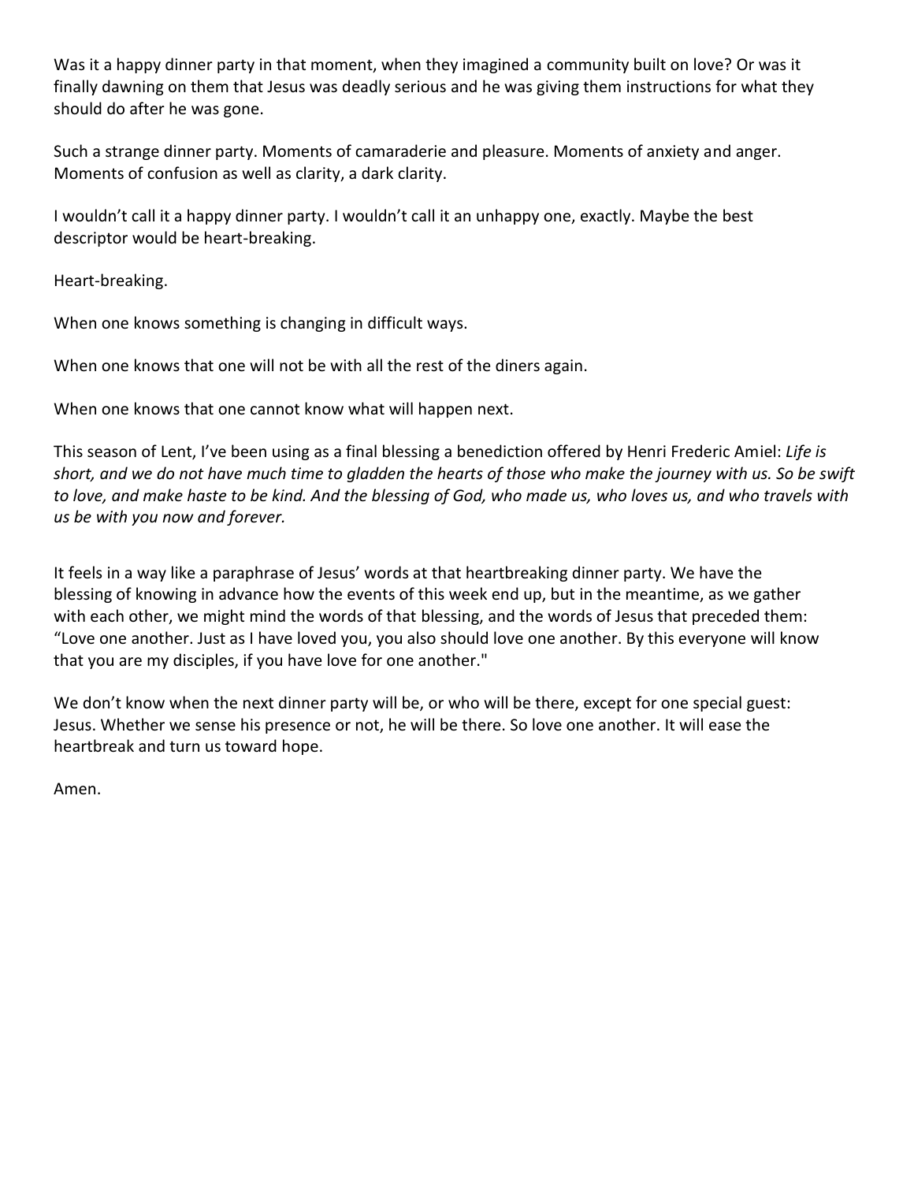Was it a happy dinner party in that moment, when they imagined a community built on love? Or was it finally dawning on them that Jesus was deadly serious and he was giving them instructions for what they should do after he was gone.

Such a strange dinner party. Moments of camaraderie and pleasure. Moments of anxiety and anger. Moments of confusion as well as clarity, a dark clarity.

I wouldn't call it a happy dinner party. I wouldn't call it an unhappy one, exactly. Maybe the best descriptor would be heart-breaking.

Heart-breaking.

When one knows something is changing in difficult ways.

When one knows that one will not be with all the rest of the diners again.

When one knows that one cannot know what will happen next.

This season of Lent, I've been using as a final blessing a benediction offered by Henri Frederic Amiel: *Life is short, and we do not have much time to gladden the hearts of those who make the journey with us. So be swift to love, and make haste to be kind. And the blessing of God, who made us, who loves us, and who travels with us be with you now and forever.*

It feels in a way like a paraphrase of Jesus' words at that heartbreaking dinner party. We have the blessing of knowing in advance how the events of this week end up, but in the meantime, as we gather with each other, we might mind the words of that blessing, and the words of Jesus that preceded them: "Love one another. Just as I have loved you, you also should love one another. By this everyone will know that you are my disciples, if you have love for one another."

We don't know when the next dinner party will be, or who will be there, except for one special guest: Jesus. Whether we sense his presence or not, he will be there. So love one another. It will ease the heartbreak and turn us toward hope.

Amen.